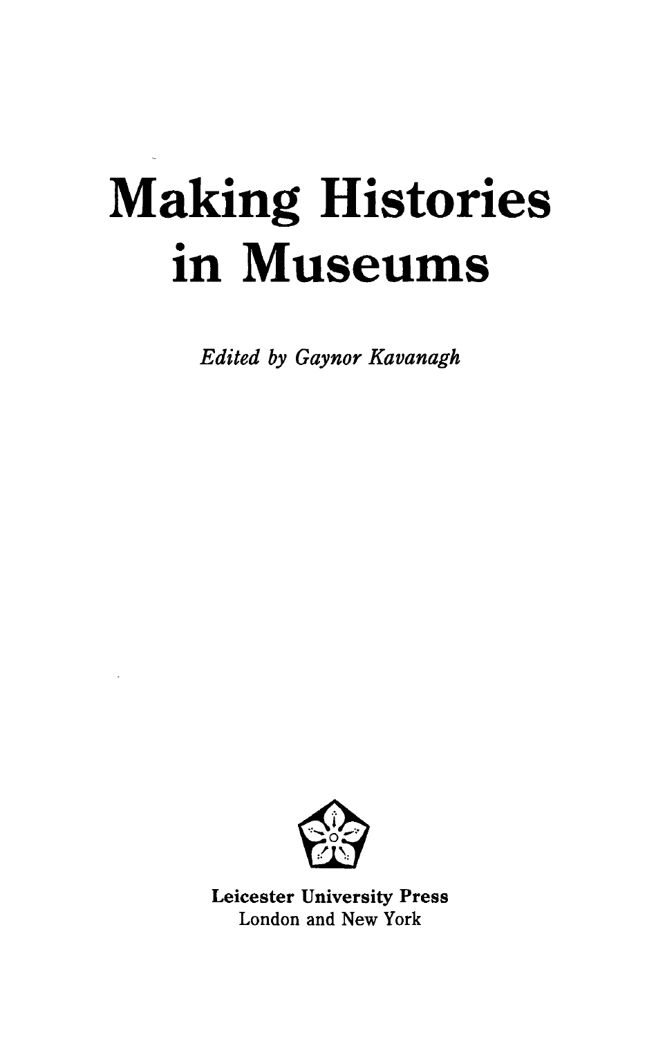# Making Histories in Museums

*Edited by Gaynor Kavanagh*

**Leicester University Press**
London and New York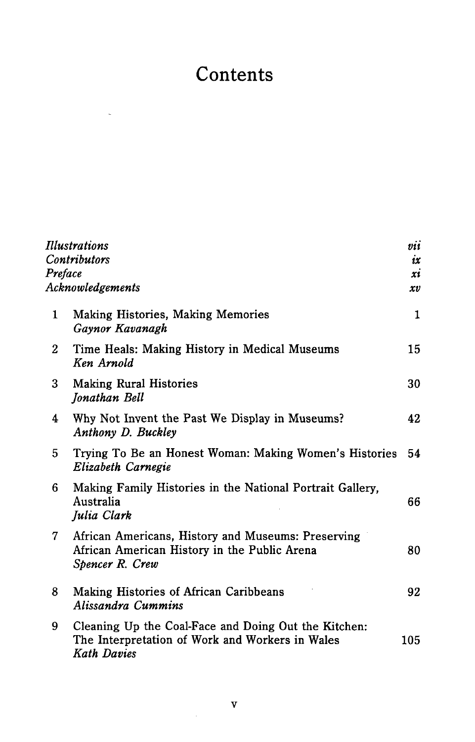# Contents

| | | |
|---|---|---|
| *Illustrations* | | *vii* |
| *Contributors* | | *ix* |
| *Preface* | | *xi* |
| *Acknowledgements* | | *xv* |
| 1 | Making Histories, Making Memories<br>*Gaynor Kavanagh* | 1 |
| 2 | Time Heals: Making History in Medical Museums<br>*Ken Arnold* | 15 |
| 3 | Making Rural Histories<br>*Jonathan Bell* | 30 |
| 4 | Why Not Invent the Past We Display in Museums?<br>*Anthony D. Buckley* | 42 |
| 5 | Trying To Be an Honest Woman: Making Women's Histories<br>*Elizabeth Carnegie* | 54 |
| 6 | Making Family Histories in the National Portrait Gallery, Australia<br>*Julia Clark* | 66 |
| 7 | African Americans, History and Museums: Preserving African American History in the Public Arena<br>*Spencer R. Crew* | 80 |
| 8 | Making Histories of African Caribbeans<br>*Alissandra Cummins* | 92 |
| 9 | Cleaning Up the Coal-Face and Doing Out the Kitchen: The Interpretation of Work and Workers in Wales<br>*Kath Davies* | 105 |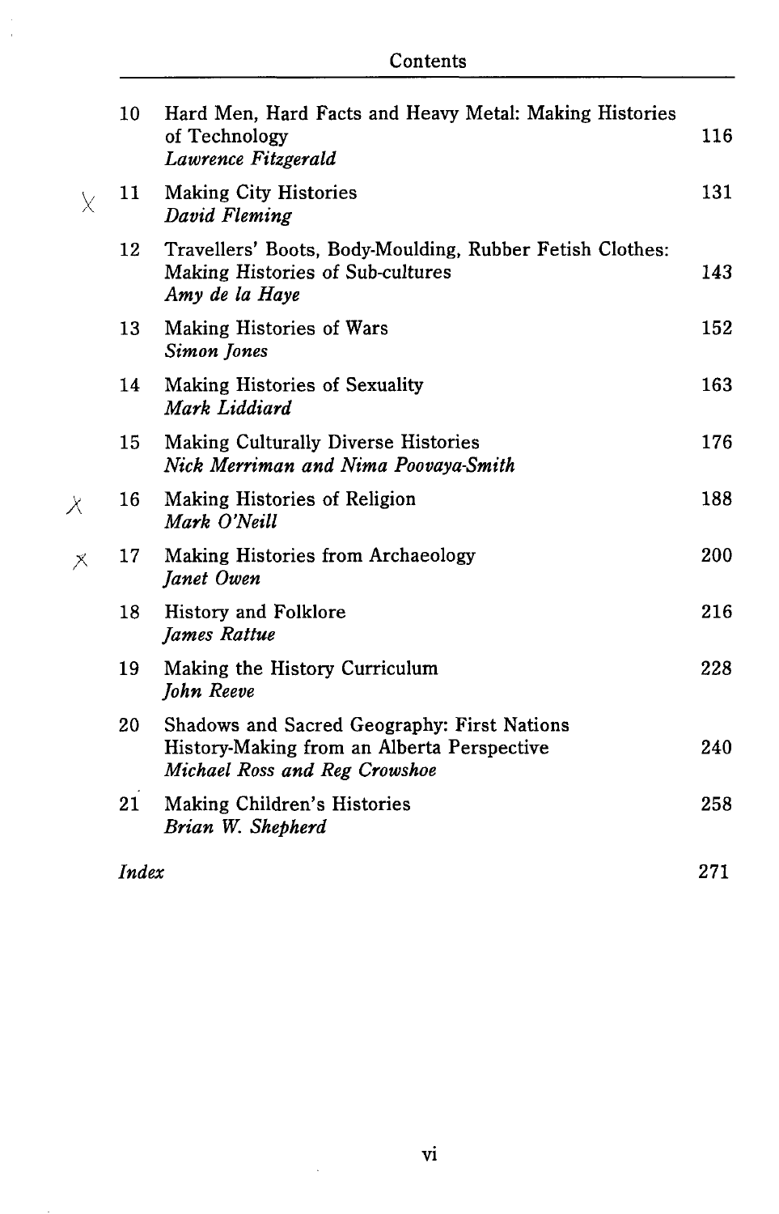10 Hard Men, Hard Facts and Heavy Metal: Making Histories of Technology — 116
*Lawrence Fitzgerald*

11 Making City Histories — 131
*David Fleming*

12 Travellers' Boots, Body-Moulding, Rubber Fetish Clothes: Making Histories of Sub-cultures — 143
*Amy de la Haye*

13 Making Histories of Wars — 152
*Simon Jones*

14 Making Histories of Sexuality — 163
*Mark Liddiard*

15 Making Culturally Diverse Histories — 176
*Nick Merriman and Nima Poovaya-Smith*

16 Making Histories of Religion — 188
*Mark O'Neill*

17 Making Histories from Archaeology — 200
*Janet Owen*

18 History and Folklore — 216
*James Rattue*

19 Making the History Curriculum — 228
*John Reeve*

20 Shadows and Sacred Geography: First Nations History-Making from an Alberta Perspective — 240
*Michael Ross and Reg Crowshoe*

21 Making Children's Histories — 258
*Brian W. Shepherd*

*Index* — 271